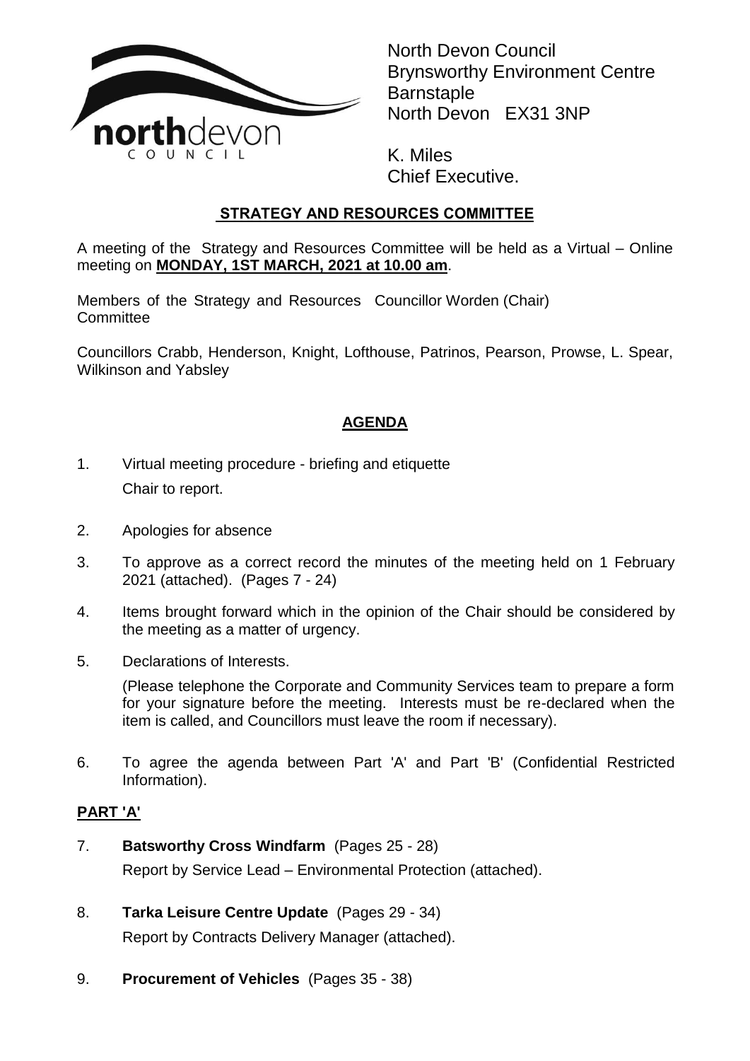North Devon Council
Brynsworthy Environment Centre
Barnstaple
North Devon EX31 3NP

K. Miles
Chief Executive.

## STRATEGY AND RESOURCES COMMITTEE

A meeting of the Strategy and Resources Committee will be held as a Virtual – Online meeting on **MONDAY, 1ST MARCH, 2021 at 10.00 am**.

Members of the Strategy and Resources Committee: Councillor Worden (Chair)

Councillors Crabb, Henderson, Knight, Lofthouse, Patrinos, Pearson, Prowse, L. Spear, Wilkinson and Yabsley

## AGENDA

1. Virtual meeting procedure - briefing and etiquette

   Chair to report.

2. Apologies for absence

3. To approve as a correct record the minutes of the meeting held on 1 February 2021 (attached). (Pages 7 - 24)

4. Items brought forward which in the opinion of the Chair should be considered by the meeting as a matter of urgency.

5. Declarations of Interests.

   (Please telephone the Corporate and Community Services team to prepare a form for your signature before the meeting. Interests must be re-declared when the item is called, and Councillors must leave the room if necessary).

6. To agree the agenda between Part 'A' and Part 'B' (Confidential Restricted Information).

### PART 'A'

7. **Batsworthy Cross Windfarm** (Pages 25 - 28)

   Report by Service Lead – Environmental Protection (attached).

8. **Tarka Leisure Centre Update** (Pages 29 - 34)

   Report by Contracts Delivery Manager (attached).

9. **Procurement of Vehicles** (Pages 35 - 38)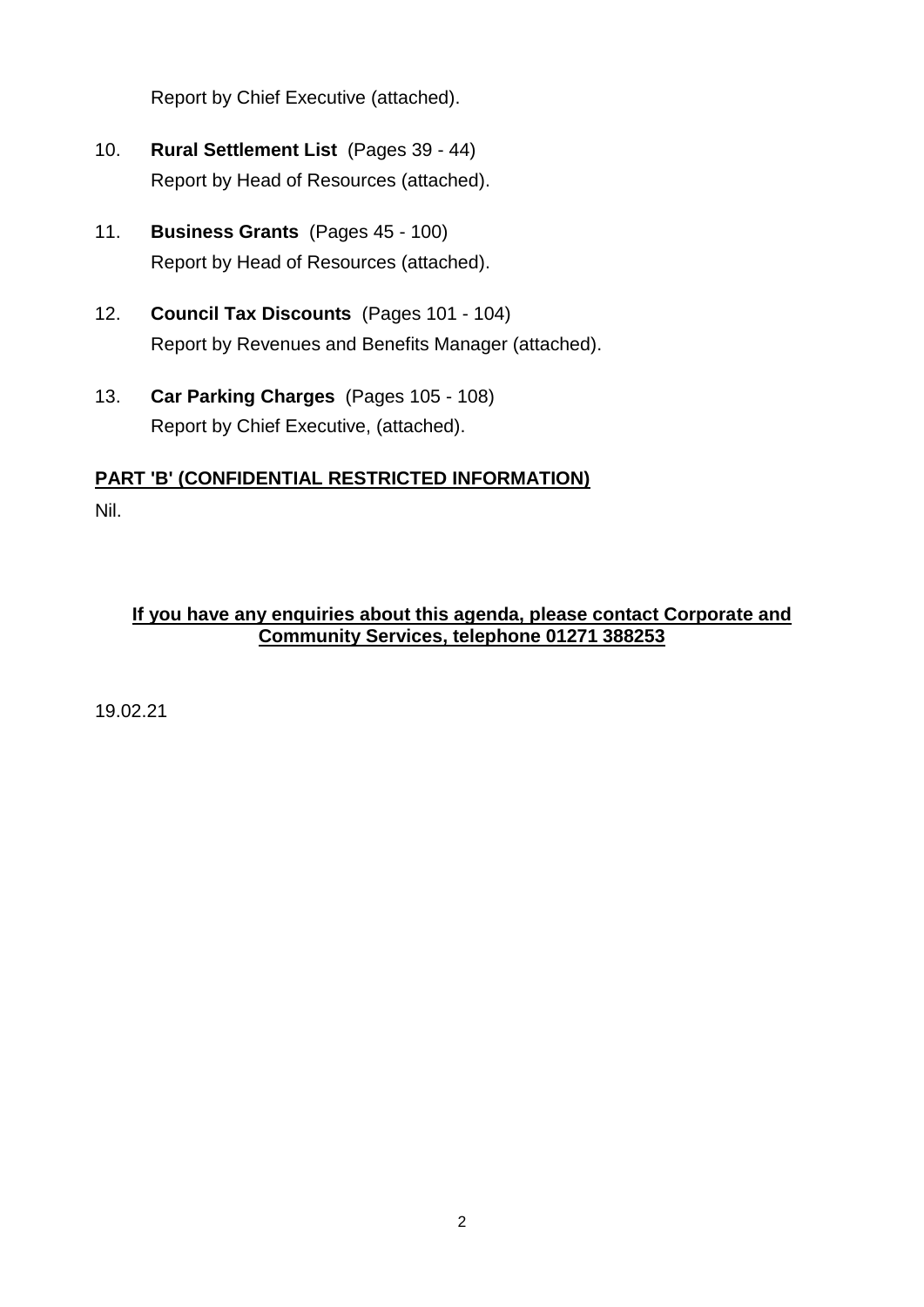Report by Chief Executive (attached).

10. **Rural Settlement List** (Pages 39 - 44)
    Report by Head of Resources (attached).

11. **Business Grants** (Pages 45 - 100)
    Report by Head of Resources (attached).

12. **Council Tax Discounts** (Pages 101 - 104)
    Report by Revenues and Benefits Manager (attached).

13. **Car Parking Charges** (Pages 105 - 108)
    Report by Chief Executive, (attached).

**PART 'B' (CONFIDENTIAL RESTRICTED INFORMATION)**

Nil.

**If you have any enquiries about this agenda, please contact Corporate and Community Services, telephone 01271 388253**

19.02.21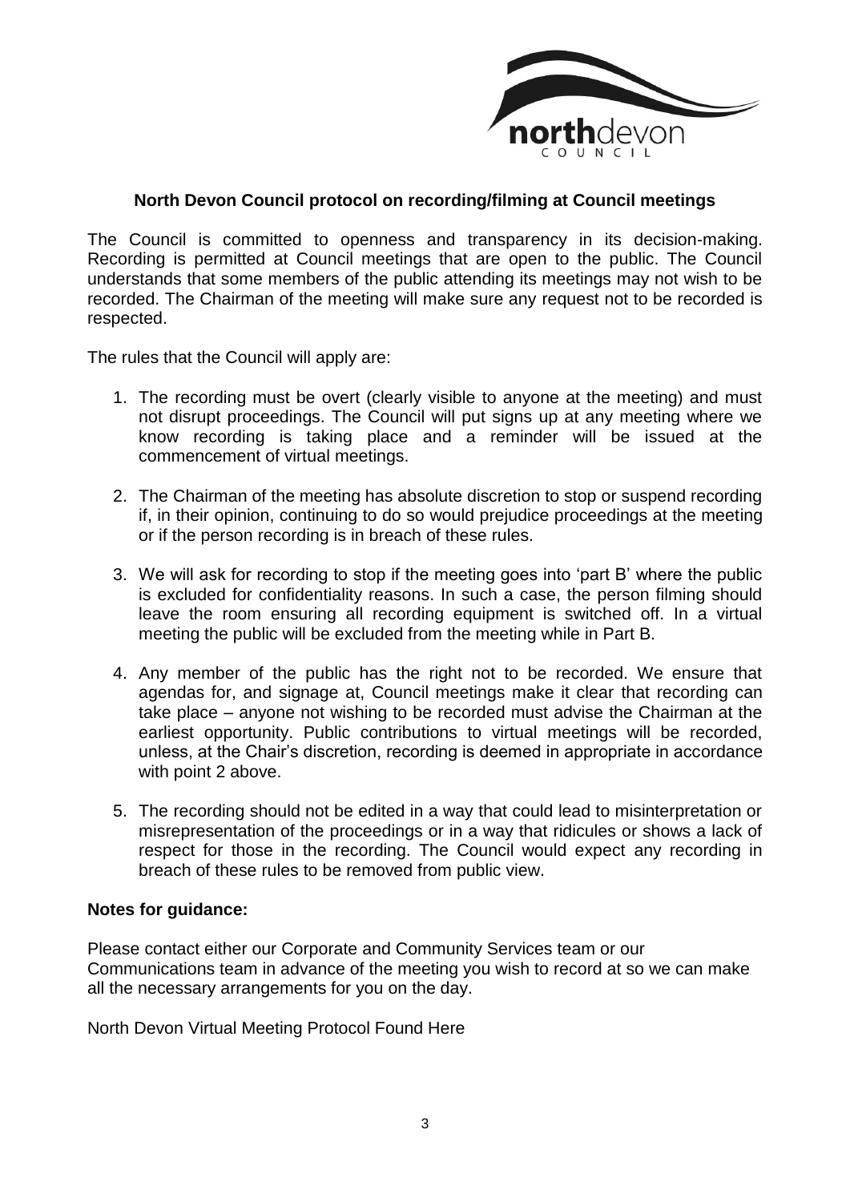## North Devon Council protocol on recording/filming at Council meetings

The Council is committed to openness and transparency in its decision-making. Recording is permitted at Council meetings that are open to the public. The Council understands that some members of the public attending its meetings may not wish to be recorded. The Chairman of the meeting will make sure any request not to be recorded is respected.

The rules that the Council will apply are:

1. The recording must be overt (clearly visible to anyone at the meeting) and must not disrupt proceedings. The Council will put signs up at any meeting where we know recording is taking place and a reminder will be issued at the commencement of virtual meetings.

2. The Chairman of the meeting has absolute discretion to stop or suspend recording if, in their opinion, continuing to do so would prejudice proceedings at the meeting or if the person recording is in breach of these rules.

3. We will ask for recording to stop if the meeting goes into 'part B' where the public is excluded for confidentiality reasons. In such a case, the person filming should leave the room ensuring all recording equipment is switched off. In a virtual meeting the public will be excluded from the meeting while in Part B.

4. Any member of the public has the right not to be recorded. We ensure that agendas for, and signage at, Council meetings make it clear that recording can take place – anyone not wishing to be recorded must advise the Chairman at the earliest opportunity. Public contributions to virtual meetings will be recorded, unless, at the Chair's discretion, recording is deemed in appropriate in accordance with point 2 above.

5. The recording should not be edited in a way that could lead to misinterpretation or misrepresentation of the proceedings or in a way that ridicules or shows a lack of respect for those in the recording. The Council would expect any recording in breach of these rules to be removed from public view.

**Notes for guidance:**

Please contact either our Corporate and Community Services team or our Communications team in advance of the meeting you wish to record at so we can make all the necessary arrangements for you on the day.

North Devon Virtual Meeting Protocol Found Here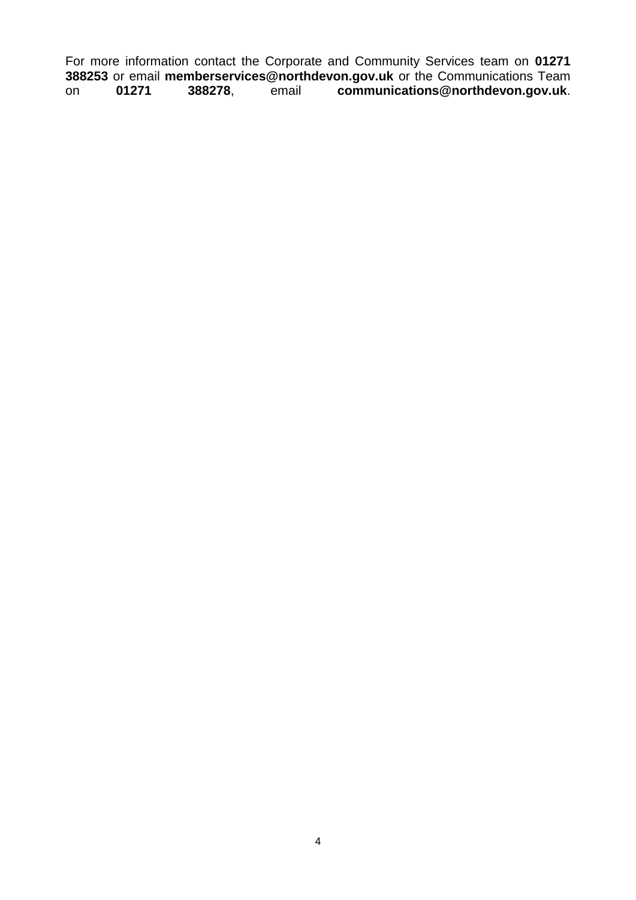For more information contact the Corporate and Community Services team on **01271 388253** or email **memberservices@northdevon.gov.uk** or the Communications Team on **01271 388278**, email **communications@northdevon.gov.uk**.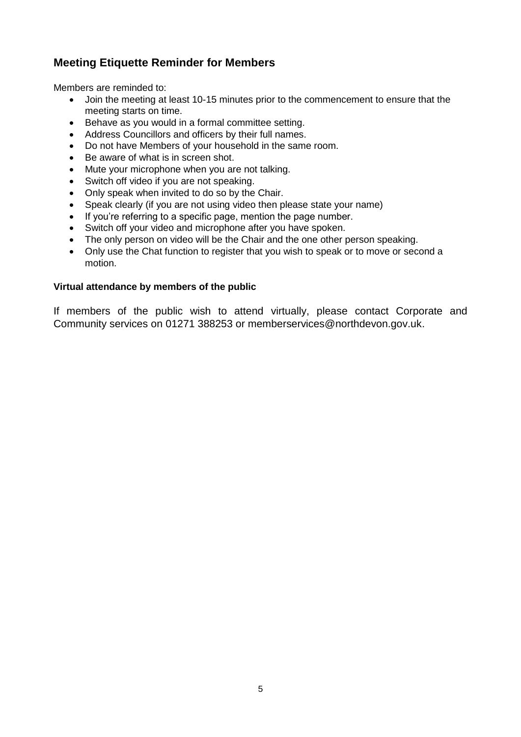## Meeting Etiquette Reminder for Members

Members are reminded to:

- Join the meeting at least 10-15 minutes prior to the commencement to ensure that the meeting starts on time.
- Behave as you would in a formal committee setting.
- Address Councillors and officers by their full names.
- Do not have Members of your household in the same room.
- Be aware of what is in screen shot.
- Mute your microphone when you are not talking.
- Switch off video if you are not speaking.
- Only speak when invited to do so by the Chair.
- Speak clearly (if you are not using video then please state your name)
- If you're referring to a specific page, mention the page number.
- Switch off your video and microphone after you have spoken.
- The only person on video will be the Chair and the one other person speaking.
- Only use the Chat function to register that you wish to speak or to move or second a motion.

**Virtual attendance by members of the public**

If members of the public wish to attend virtually, please contact Corporate and Community services on 01271 388253 or memberservices@northdevon.gov.uk.